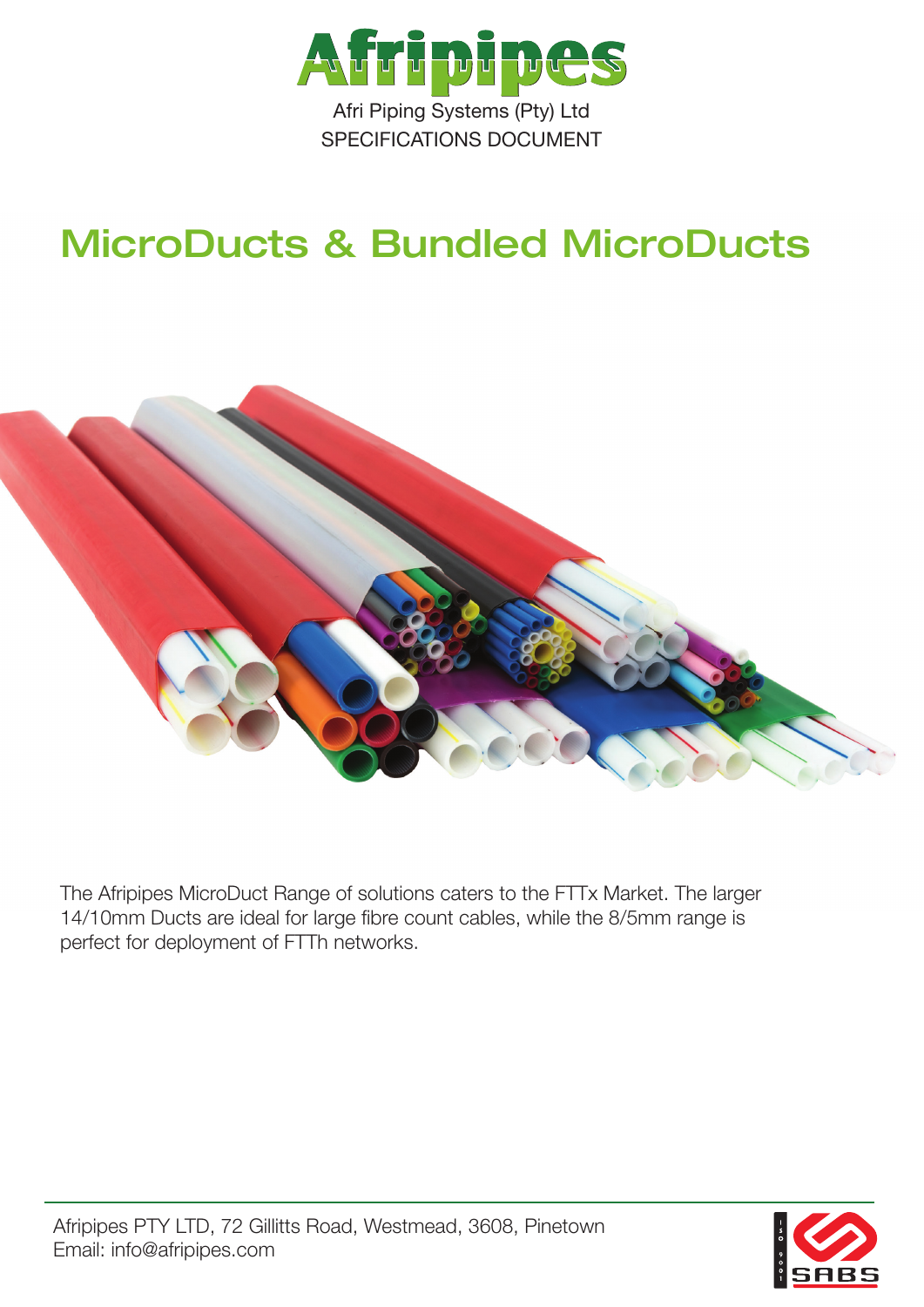# Afripipes

Afri Piping Systems (Pty) Ltd

SPECIFICATIONS DOCUMENT

## MicroDucts & Bundled MicroDucts

The Afripipes MicroDuct Range of solutions caters to the FTTx Market. The larger 14/10mm Ducts are ideal for large fibre count cables, while the 8/5mm range is perfect for deployment of FTTh networks.

Afripipes PTY LTD, 72 Gillitts Road, Westmead, 3608, Pinetown
Email: info@afripipes.com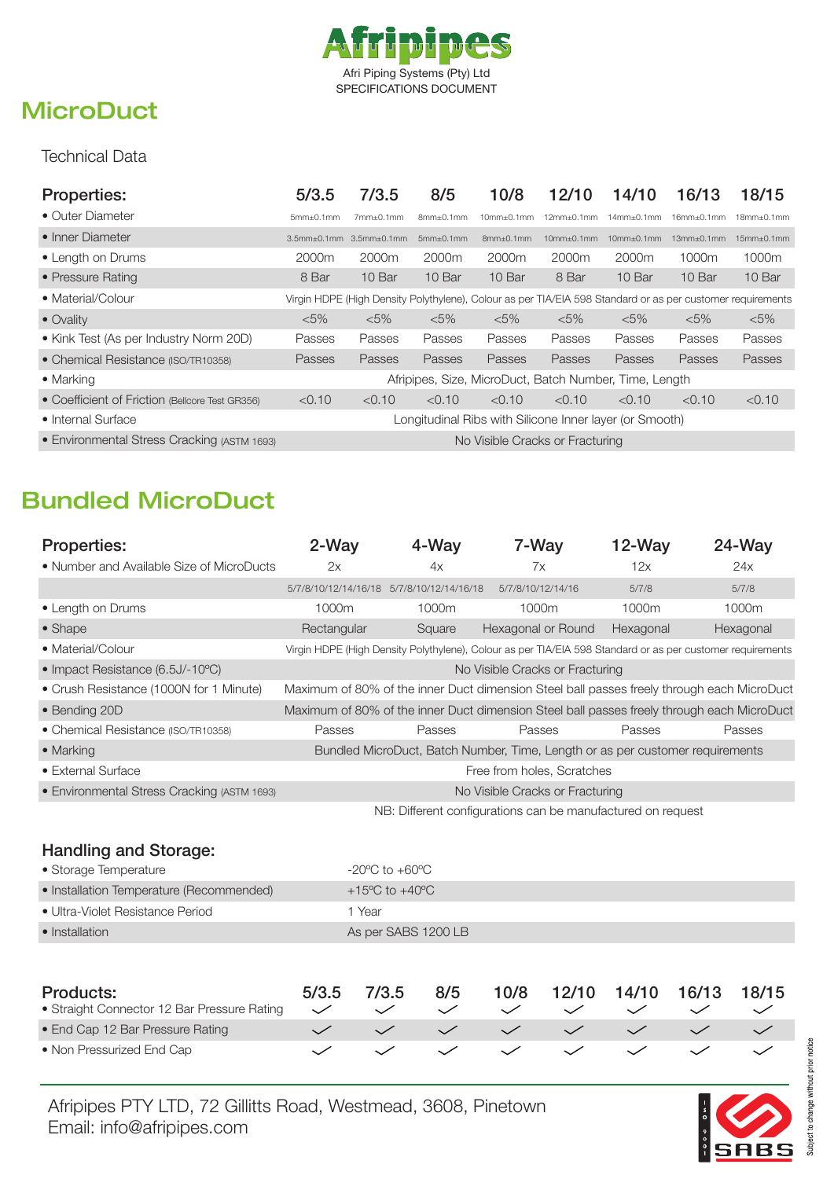Afripipes

Afri Piping Systems (Pty) Ltd
SPECIFICATIONS DOCUMENT

# MicroDuct

Technical Data

| Properties: | 5/3.5 | 7/3.5 | 8/5 | 10/8 | 12/10 | 14/10 | 16/13 | 18/15 |
|---|---|---|---|---|---|---|---|---|
| • Outer Diameter | 5mm±0.1mm | 7mm±0.1mm | 8mm±0.1mm | 10mm±0.1mm | 12mm±0.1mm | 14mm±0.1mm | 16mm±0.1mm | 18mm±0.1mm |
| • Inner Diameter | 3.5mm±0.1mm | 3.5mm±0.1mm | 5mm±0.1mm | 8mm±0.1mm | 10mm±0.1mm | 10mm±0.1mm | 13mm±0.1mm | 15mm±0.1mm |
| • Length on Drums | 2000m | 2000m | 2000m | 2000m | 2000m | 2000m | 1000m | 1000m |
| • Pressure Rating | 8 Bar | 10 Bar | 10 Bar | 10 Bar | 8 Bar | 10 Bar | 10 Bar | 10 Bar |
| • Material/Colour | Virgin HDPE (High Density Polythylene), Colour as per TIA/EIA 598 Standard or as per customer requirements | | | | | | | |
| • Ovality | <5% | <5% | <5% | <5% | <5% | <5% | <5% | <5% |
| • Kink Test (As per Industry Norm 20D) | Passes | Passes | Passes | Passes | Passes | Passes | Passes | Passes |
| • Chemical Resistance (ISO/TR10358) | Passes | Passes | Passes | Passes | Passes | Passes | Passes | Passes |
| • Marking | Afripipes, Size, MicroDuct, Batch Number, Time, Length | | | | | | | |
| • Coefficient of Friction (Bellcore Test GR356) | <0.10 | <0.10 | <0.10 | <0.10 | <0.10 | <0.10 | <0.10 | <0.10 |
| • Internal Surface | Longitudinal Ribs with Silicone Inner layer (or Smooth) | | | | | | | |
| • Environmental Stress Cracking (ASTM 1693) | No Visible Cracks or Fracturing | | | | | | | |

# Bundled MicroDuct

| Properties: | 2-Way | 4-Way | 7-Way | 12-Way | 24-Way |
|---|---|---|---|---|---|
| • Number and Available Size of MicroDucts | 2x | 4x | 7x | 12x | 24x |
| | 5/7/8/10/12/14/16/18 | 5/7/8/10/12/14/16/18 | 5/7/8/10/12/14/16 | 5/7/8 | 5/7/8 |
| • Length on Drums | 1000m | 1000m | 1000m | 1000m | 1000m |
| • Shape | Rectangular | Square | Hexagonal or Round | Hexagonal | Hexagonal |
| • Material/Colour | Virgin HDPE (High Density Polythylene), Colour as per TIA/EIA 598 Standard or as per customer requirements | | | | |
| • Impact Resistance (6.5J/-10ºC) | No Visible Cracks or Fracturing | | | | |
| • Crush Resistance (1000N for 1 Minute) | Maximum of 80% of the inner Duct dimension Steel ball passes freely through each MicroDuct | | | | |
| • Bending 20D | Maximum of 80% of the inner Duct dimension Steel ball passes freely through each MicroDuct | | | | |
| • Chemical Resistance (ISO/TR10358) | Passes | Passes | Passes | Passes | Passes |
| • Marking | Bundled MicroDuct, Batch Number, Time, Length or as per customer requirements | | | | |
| • External Surface | Free from holes, Scratches | | | | |
| • Environmental Stress Cracking (ASTM 1693) | No Visible Cracks or Fracturing | | | | |

NB: Different configurations can be manufactured on request

| Handling and Storage: | |
|---|---|
| • Storage Temperature | -20ºC to +60ºC |
| • Installation Temperature (Recommended) | +15ºC to +40ºC |
| • Ultra-Violet Resistance Period | 1 Year |
| • Installation | As per SABS 1200 LB |

| Products: | 5/3.5 | 7/3.5 | 8/5 | 10/8 | 12/10 | 14/10 | 16/13 | 18/15 |
|---|---|---|---|---|---|---|---|---|
| • Straight Connector 12 Bar Pressure Rating | ✓ | ✓ | ✓ | ✓ | ✓ | ✓ | ✓ | ✓ |
| • End Cap 12 Bar Pressure Rating | ✓ | ✓ | ✓ | ✓ | ✓ | ✓ | ✓ | ✓ |
| • Non Pressurized End Cap | ✓ | ✓ | ✓ | ✓ | ✓ | ✓ | ✓ | ✓ |

Afripipes PTY LTD, 72 Gillitts Road, Westmead, 3608, Pinetown
Email: info@afripipes.com

ISO 9001 SABS

Subject to change without prior notice